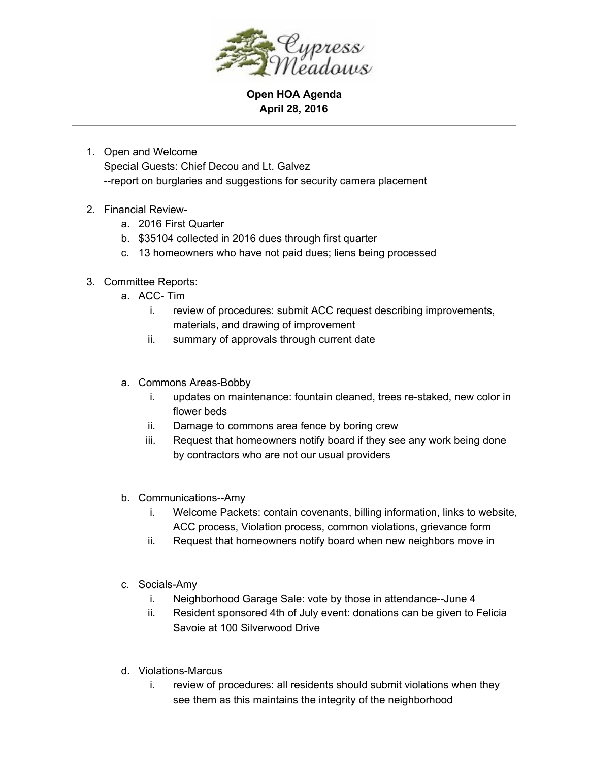Cypress Meadows

**Open HOA Agenda**
**April 28, 2016**

---

1. Open and Welcome
   Special Guests: Chief Decou and Lt. Galvez
   --report on burglaries and suggestions for security camera placement

2. Financial Review-
   a. 2016 First Quarter
   b. $35104 collected in 2016 dues through first quarter
   c. 13 homeowners who have not paid dues; liens being processed

3. Committee Reports:
   a. ACC- Tim
      i. review of procedures: submit ACC request describing improvements, materials, and drawing of improvement
      ii. summary of approvals through current date

   a. Commons Areas-Bobby
      i. updates on maintenance: fountain cleaned, trees re-staked, new color in flower beds
      ii. Damage to commons area fence by boring crew
      iii. Request that homeowners notify board if they see any work being done by contractors who are not our usual providers

   b. Communications--Amy
      i. Welcome Packets: contain covenants, billing information, links to website, ACC process, Violation process, common violations, grievance form
      ii. Request that homeowners notify board when new neighbors move in

   c. Socials-Amy
      i. Neighborhood Garage Sale: vote by those in attendance--June 4
      ii. Resident sponsored 4th of July event: donations can be given to Felicia Savoie at 100 Silverwood Drive

   d. Violations-Marcus
      i. review of procedures: all residents should submit violations when they see them as this maintains the integrity of the neighborhood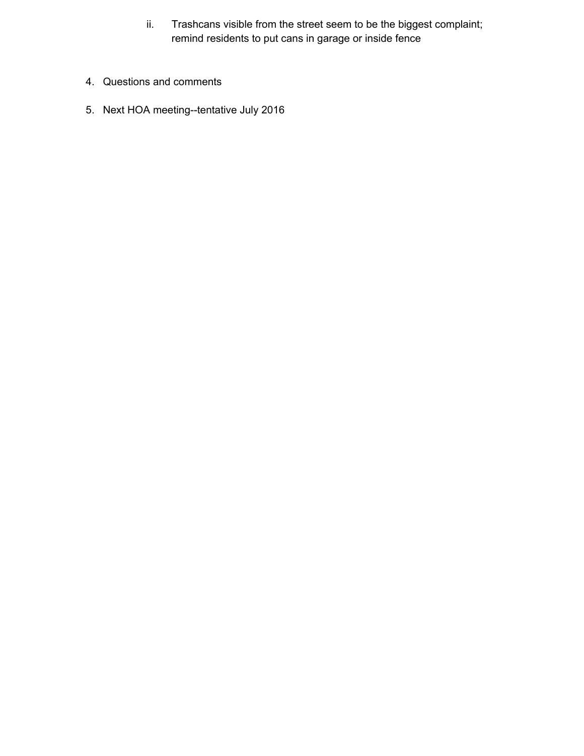ii. Trashcans visible from the street seem to be the biggest complaint; remind residents to put cans in garage or inside fence

4. Questions and comments

5. Next HOA meeting--tentative July 2016